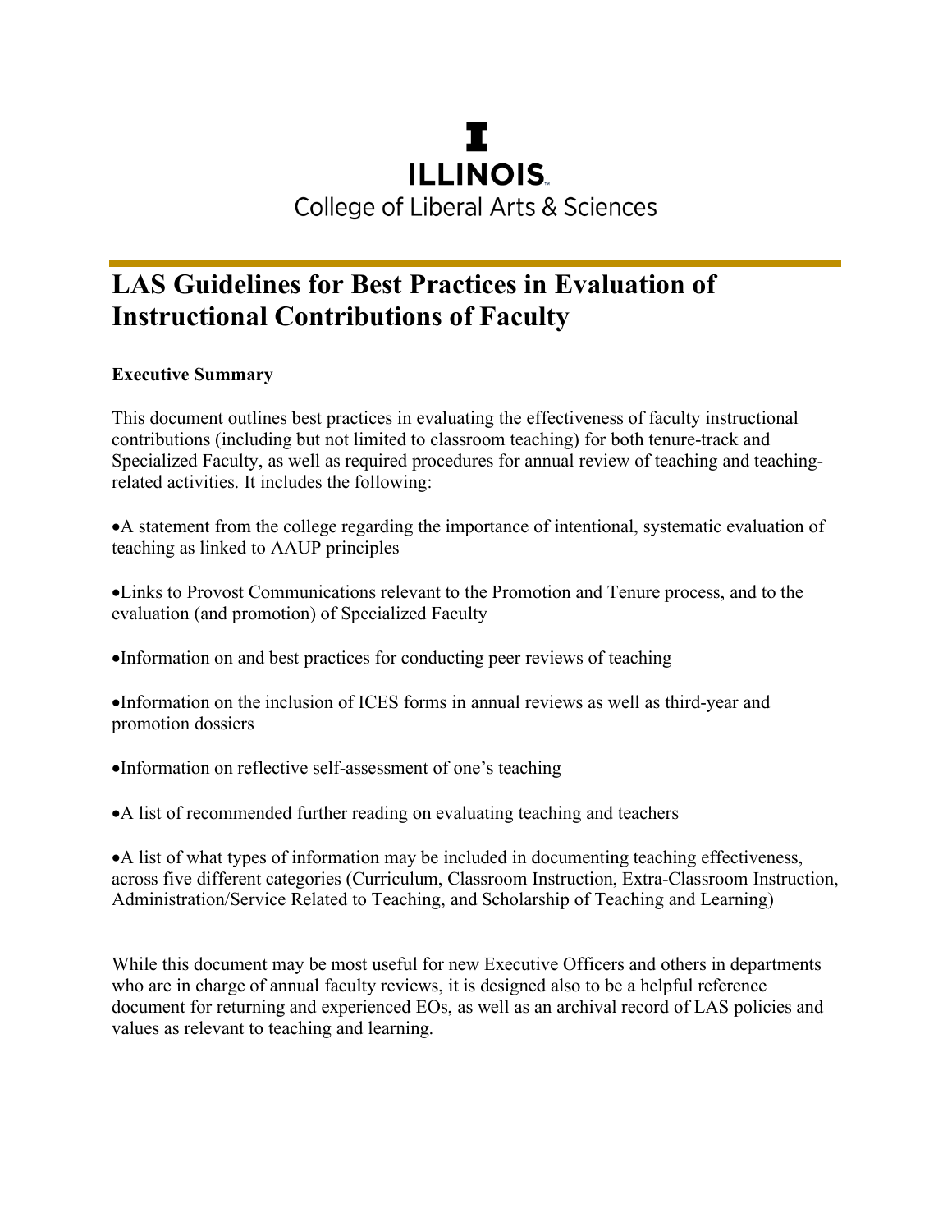ILLINOIS

College of Liberal Arts & Sciences

# LAS Guidelines for Best Practices in Evaluation of Instructional Contributions of Faculty

**Executive Summary**

This document outlines best practices in evaluating the effectiveness of faculty instructional contributions (including but not limited to classroom teaching) for both tenure-track and Specialized Faculty, as well as required procedures for annual review of teaching and teaching-related activities. It includes the following:

- A statement from the college regarding the importance of intentional, systematic evaluation of teaching as linked to AAUP principles

- Links to Provost Communications relevant to the Promotion and Tenure process, and to the evaluation (and promotion) of Specialized Faculty

- Information on and best practices for conducting peer reviews of teaching

- Information on the inclusion of ICES forms in annual reviews as well as third-year and promotion dossiers

- Information on reflective self-assessment of one's teaching

- A list of recommended further reading on evaluating teaching and teachers

- A list of what types of information may be included in documenting teaching effectiveness, across five different categories (Curriculum, Classroom Instruction, Extra-Classroom Instruction, Administration/Service Related to Teaching, and Scholarship of Teaching and Learning)

While this document may be most useful for new Executive Officers and others in departments who are in charge of annual faculty reviews, it is designed also to be a helpful reference document for returning and experienced EOs, as well as an archival record of LAS policies and values as relevant to teaching and learning.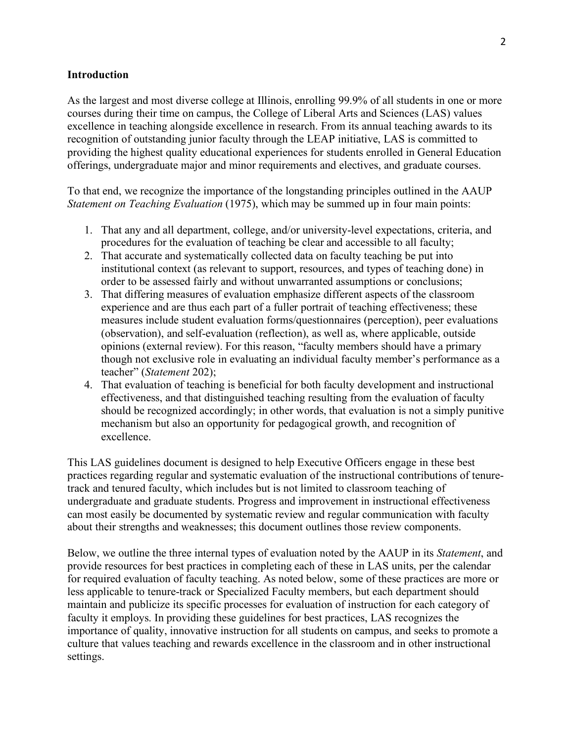**Introduction**

As the largest and most diverse college at Illinois, enrolling 99.9% of all students in one or more courses during their time on campus, the College of Liberal Arts and Sciences (LAS) values excellence in teaching alongside excellence in research. From its annual teaching awards to its recognition of outstanding junior faculty through the LEAP initiative, LAS is committed to providing the highest quality educational experiences for students enrolled in General Education offerings, undergraduate major and minor requirements and electives, and graduate courses.

To that end, we recognize the importance of the longstanding principles outlined in the AAUP *Statement on Teaching Evaluation* (1975), which may be summed up in four main points:

1. That any and all department, college, and/or university-level expectations, criteria, and procedures for the evaluation of teaching be clear and accessible to all faculty;
2. That accurate and systematically collected data on faculty teaching be put into institutional context (as relevant to support, resources, and types of teaching done) in order to be assessed fairly and without unwarranted assumptions or conclusions;
3. That differing measures of evaluation emphasize different aspects of the classroom experience and are thus each part of a fuller portrait of teaching effectiveness; these measures include student evaluation forms/questionnaires (perception), peer evaluations (observation), and self-evaluation (reflection), as well as, where applicable, outside opinions (external review). For this reason, "faculty members should have a primary though not exclusive role in evaluating an individual faculty member's performance as a teacher" (*Statement* 202);
4. That evaluation of teaching is beneficial for both faculty development and instructional effectiveness, and that distinguished teaching resulting from the evaluation of faculty should be recognized accordingly; in other words, that evaluation is not a simply punitive mechanism but also an opportunity for pedagogical growth, and recognition of excellence.

This LAS guidelines document is designed to help Executive Officers engage in these best practices regarding regular and systematic evaluation of the instructional contributions of tenure-track and tenured faculty, which includes but is not limited to classroom teaching of undergraduate and graduate students. Progress and improvement in instructional effectiveness can most easily be documented by systematic review and regular communication with faculty about their strengths and weaknesses; this document outlines those review components.

Below, we outline the three internal types of evaluation noted by the AAUP in its *Statement*, and provide resources for best practices in completing each of these in LAS units, per the calendar for required evaluation of faculty teaching. As noted below, some of these practices are more or less applicable to tenure-track or Specialized Faculty members, but each department should maintain and publicize its specific processes for evaluation of instruction for each category of faculty it employs. In providing these guidelines for best practices, LAS recognizes the importance of quality, innovative instruction for all students on campus, and seeks to promote a culture that values teaching and rewards excellence in the classroom and in other instructional settings.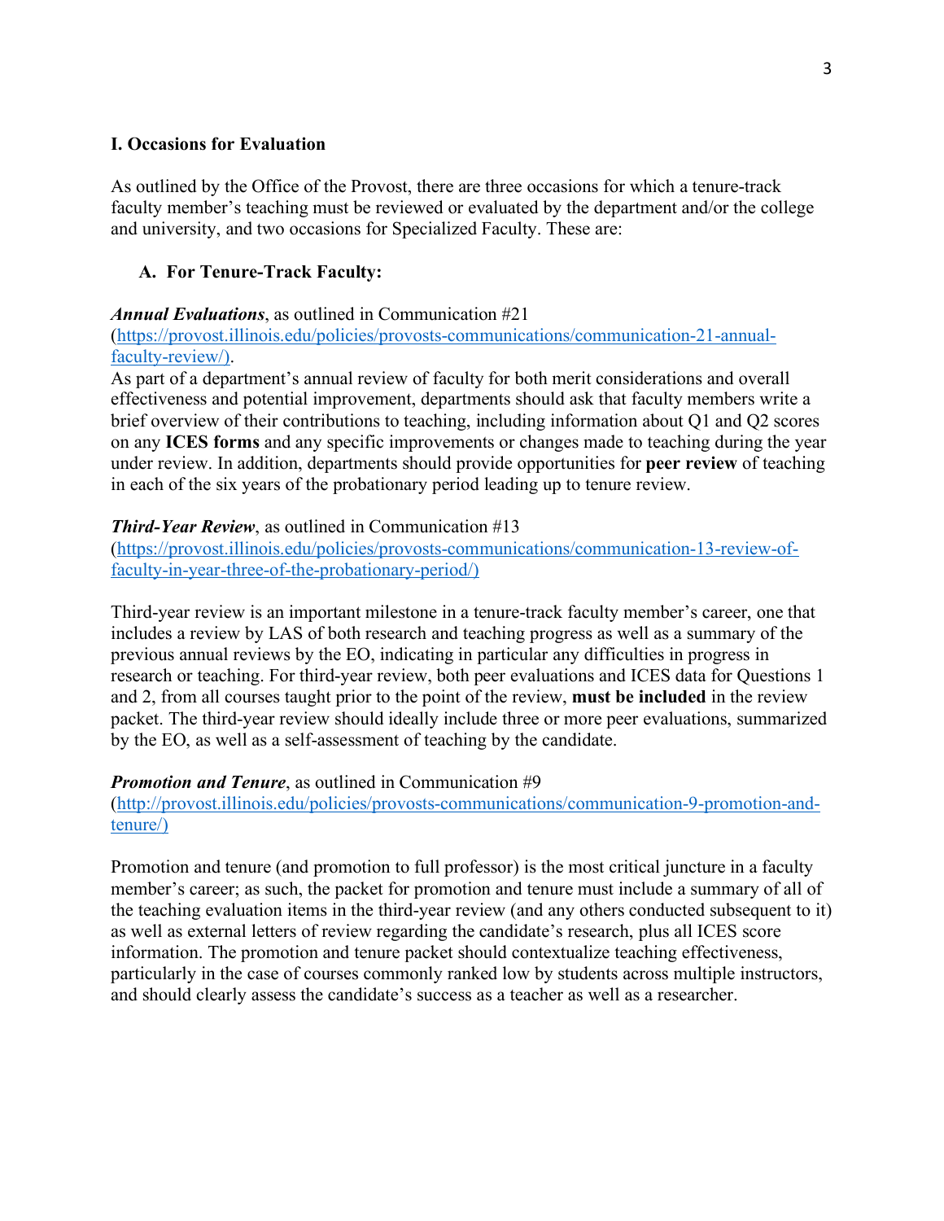## I. Occasions for Evaluation

As outlined by the Office of the Provost, there are three occasions for which a tenure-track faculty member's teaching must be reviewed or evaluated by the department and/or the college and university, and two occasions for Specialized Faculty. These are:

### A. For Tenure-Track Faculty:

***Annual Evaluations***, as outlined in Communication #21 (https://provost.illinois.edu/policies/provosts-communications/communication-21-annual-faculty-review/).

As part of a department's annual review of faculty for both merit considerations and overall effectiveness and potential improvement, departments should ask that faculty members write a brief overview of their contributions to teaching, including information about Q1 and Q2 scores on any **ICES forms** and any specific improvements or changes made to teaching during the year under review. In addition, departments should provide opportunities for **peer review** of teaching in each of the six years of the probationary period leading up to tenure review.

***Third-Year Review***, as outlined in Communication #13 (https://provost.illinois.edu/policies/provosts-communications/communication-13-review-of-faculty-in-year-three-of-the-probationary-period/)

Third-year review is an important milestone in a tenure-track faculty member's career, one that includes a review by LAS of both research and teaching progress as well as a summary of the previous annual reviews by the EO, indicating in particular any difficulties in progress in research or teaching. For third-year review, both peer evaluations and ICES data for Questions 1 and 2, from all courses taught prior to the point of the review, **must be included** in the review packet. The third-year review should ideally include three or more peer evaluations, summarized by the EO, as well as a self-assessment of teaching by the candidate.

***Promotion and Tenure***, as outlined in Communication #9 (http://provost.illinois.edu/policies/provosts-communications/communication-9-promotion-and-tenure/)

Promotion and tenure (and promotion to full professor) is the most critical juncture in a faculty member's career; as such, the packet for promotion and tenure must include a summary of all of the teaching evaluation items in the third-year review (and any others conducted subsequent to it) as well as external letters of review regarding the candidate's research, plus all ICES score information. The promotion and tenure packet should contextualize teaching effectiveness, particularly in the case of courses commonly ranked low by students across multiple instructors, and should clearly assess the candidate's success as a teacher as well as a researcher.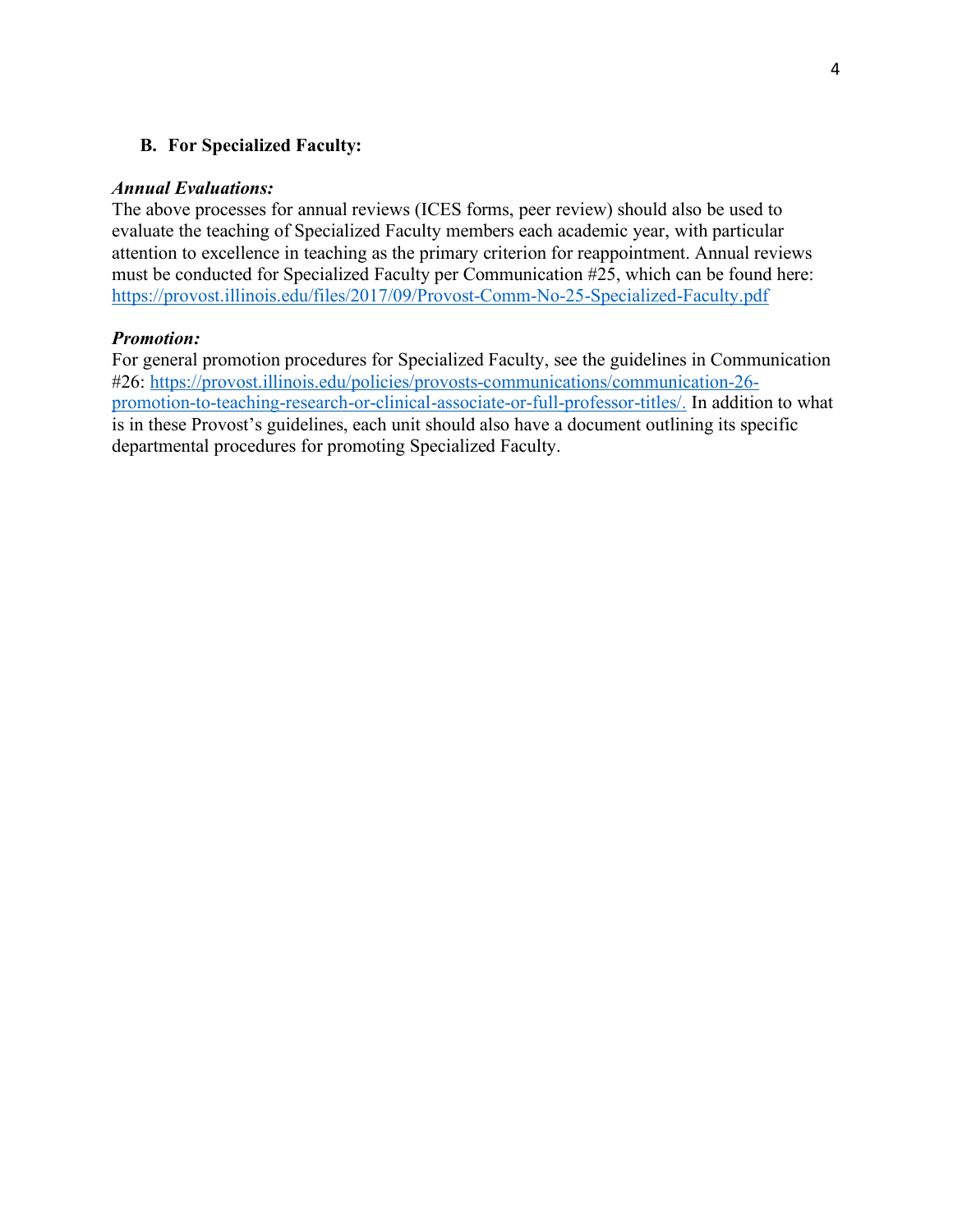### B. For Specialized Faculty:

***Annual Evaluations:***
The above processes for annual reviews (ICES forms, peer review) should also be used to evaluate the teaching of Specialized Faculty members each academic year, with particular attention to excellence in teaching as the primary criterion for reappointment. Annual reviews must be conducted for Specialized Faculty per Communication #25, which can be found here: [https://provost.illinois.edu/files/2017/09/Provost-Comm-No-25-Specialized-Faculty.pdf](https://provost.illinois.edu/files/2017/09/Provost-Comm-No-25-Specialized-Faculty.pdf)

***Promotion:***
For general promotion procedures for Specialized Faculty, see the guidelines in Communication #26: [https://provost.illinois.edu/policies/provosts-communications/communication-26-promotion-to-teaching-research-or-clinical-associate-or-full-professor-titles/.](https://provost.illinois.edu/policies/provosts-communications/communication-26-promotion-to-teaching-research-or-clinical-associate-or-full-professor-titles/) In addition to what is in these Provost's guidelines, each unit should also have a document outlining its specific departmental procedures for promoting Specialized Faculty.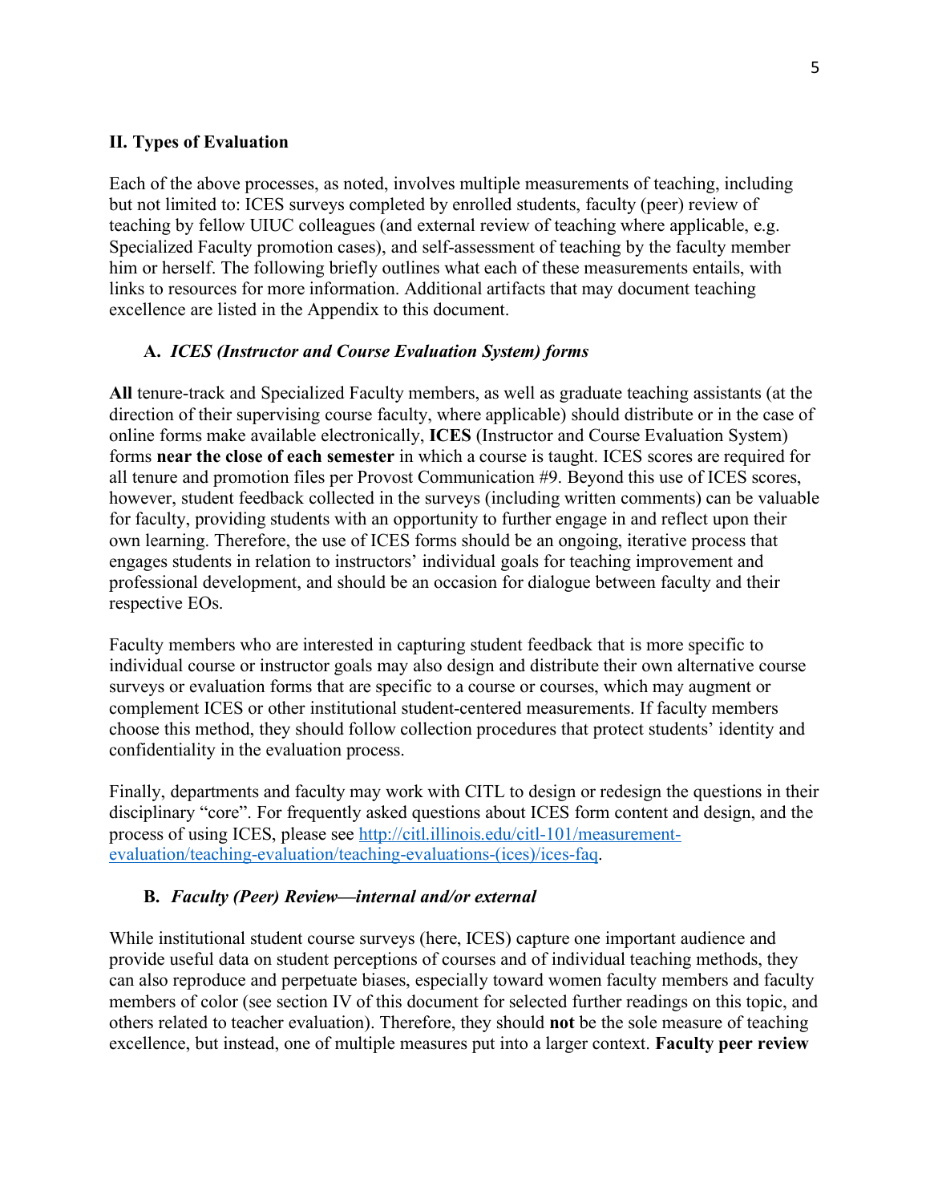## II. Types of Evaluation

Each of the above processes, as noted, involves multiple measurements of teaching, including but not limited to: ICES surveys completed by enrolled students, faculty (peer) review of teaching by fellow UIUC colleagues (and external review of teaching where applicable, e.g. Specialized Faculty promotion cases), and self-assessment of teaching by the faculty member him or herself. The following briefly outlines what each of these measurements entails, with links to resources for more information. Additional artifacts that may document teaching excellence are listed in the Appendix to this document.

### A. *ICES (Instructor and Course Evaluation System) forms*

**All** tenure-track and Specialized Faculty members, as well as graduate teaching assistants (at the direction of their supervising course faculty, where applicable) should distribute or in the case of online forms make available electronically, **ICES** (Instructor and Course Evaluation System) forms **near the close of each semester** in which a course is taught. ICES scores are required for all tenure and promotion files per Provost Communication #9. Beyond this use of ICES scores, however, student feedback collected in the surveys (including written comments) can be valuable for faculty, providing students with an opportunity to further engage in and reflect upon their own learning. Therefore, the use of ICES forms should be an ongoing, iterative process that engages students in relation to instructors' individual goals for teaching improvement and professional development, and should be an occasion for dialogue between faculty and their respective EOs.

Faculty members who are interested in capturing student feedback that is more specific to individual course or instructor goals may also design and distribute their own alternative course surveys or evaluation forms that are specific to a course or courses, which may augment or complement ICES or other institutional student-centered measurements. If faculty members choose this method, they should follow collection procedures that protect students' identity and confidentiality in the evaluation process.

Finally, departments and faculty may work with CITL to design or redesign the questions in their disciplinary "core". For frequently asked questions about ICES form content and design, and the process of using ICES, please see [http://citl.illinois.edu/citl-101/measurement-evaluation/teaching-evaluation/teaching-evaluations-(ices)/ices-faq](http://citl.illinois.edu/citl-101/measurement-evaluation/teaching-evaluation/teaching-evaluations-(ices)/ices-faq).

### B. *Faculty (Peer) Review—internal and/or external*

While institutional student course surveys (here, ICES) capture one important audience and provide useful data on student perceptions of courses and of individual teaching methods, they can also reproduce and perpetuate biases, especially toward women faculty members and faculty members of color (see section IV of this document for selected further readings on this topic, and others related to teacher evaluation). Therefore, they should **not** be the sole measure of teaching excellence, but instead, one of multiple measures put into a larger context. **Faculty peer review**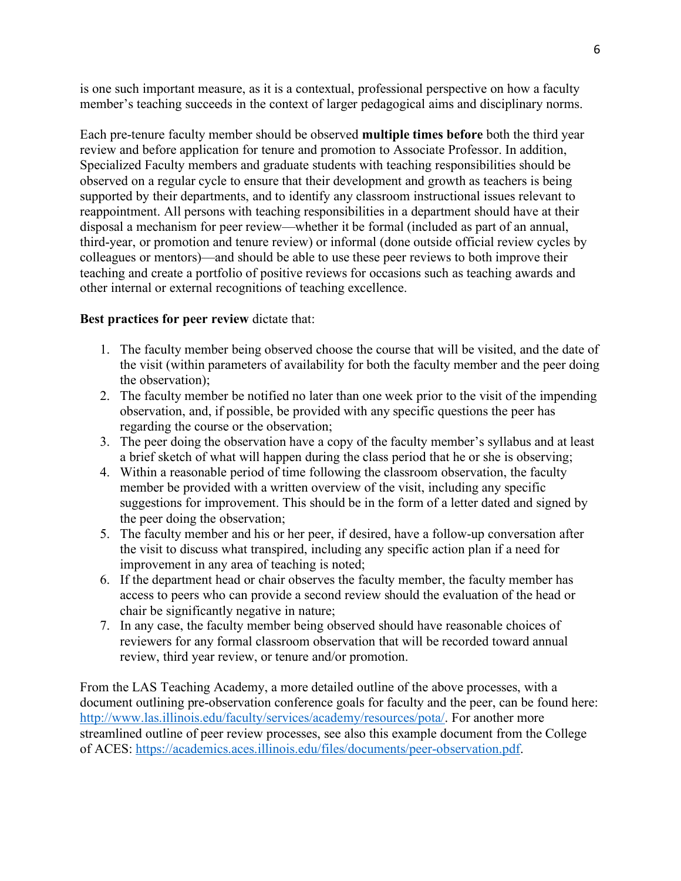is one such important measure, as it is a contextual, professional perspective on how a faculty member's teaching succeeds in the context of larger pedagogical aims and disciplinary norms.

Each pre-tenure faculty member should be observed **multiple times before** both the third year review and before application for tenure and promotion to Associate Professor. In addition, Specialized Faculty members and graduate students with teaching responsibilities should be observed on a regular cycle to ensure that their development and growth as teachers is being supported by their departments, and to identify any classroom instructional issues relevant to reappointment. All persons with teaching responsibilities in a department should have at their disposal a mechanism for peer review—whether it be formal (included as part of an annual, third-year, or promotion and tenure review) or informal (done outside official review cycles by colleagues or mentors)—and should be able to use these peer reviews to both improve their teaching and create a portfolio of positive reviews for occasions such as teaching awards and other internal or external recognitions of teaching excellence.

**Best practices for peer review** dictate that:

1. The faculty member being observed choose the course that will be visited, and the date of the visit (within parameters of availability for both the faculty member and the peer doing the observation);
2. The faculty member be notified no later than one week prior to the visit of the impending observation, and, if possible, be provided with any specific questions the peer has regarding the course or the observation;
3. The peer doing the observation have a copy of the faculty member's syllabus and at least a brief sketch of what will happen during the class period that he or she is observing;
4. Within a reasonable period of time following the classroom observation, the faculty member be provided with a written overview of the visit, including any specific suggestions for improvement. This should be in the form of a letter dated and signed by the peer doing the observation;
5. The faculty member and his or her peer, if desired, have a follow-up conversation after the visit to discuss what transpired, including any specific action plan if a need for improvement in any area of teaching is noted;
6. If the department head or chair observes the faculty member, the faculty member has access to peers who can provide a second review should the evaluation of the head or chair be significantly negative in nature;
7. In any case, the faculty member being observed should have reasonable choices of reviewers for any formal classroom observation that will be recorded toward annual review, third year review, or tenure and/or promotion.

From the LAS Teaching Academy, a more detailed outline of the above processes, with a document outlining pre-observation conference goals for faculty and the peer, can be found here: http://www.las.illinois.edu/faculty/services/academy/resources/pota/. For another more streamlined outline of peer review processes, see also this example document from the College of ACES: https://academics.aces.illinois.edu/files/documents/peer-observation.pdf.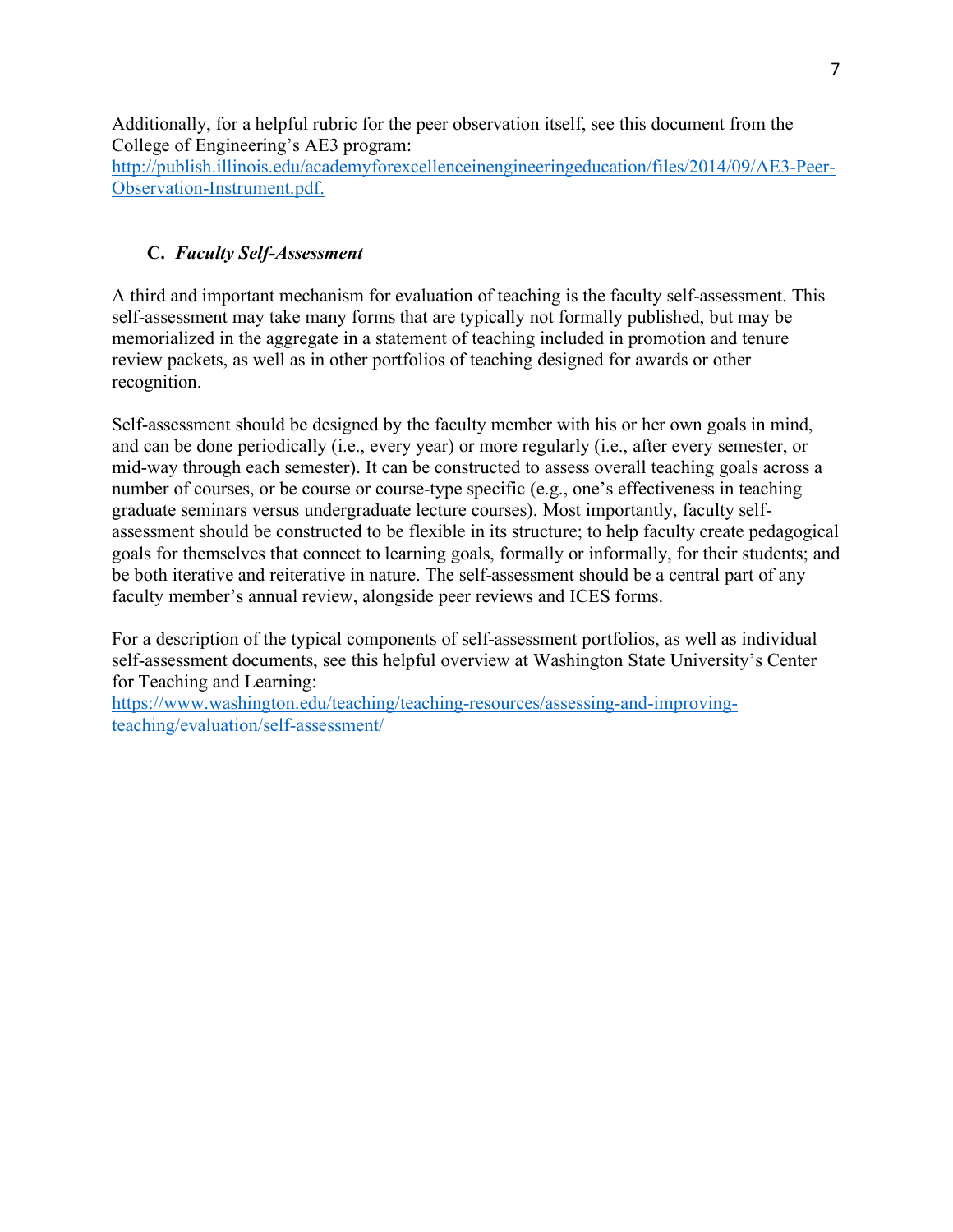Additionally, for a helpful rubric for the peer observation itself, see this document from the College of Engineering's AE3 program: [http://publish.illinois.edu/academyforexcellenceinengineeringeducation/files/2014/09/AE3-Peer-Observation-Instrument.pdf.](http://publish.illinois.edu/academyforexcellenceinengineeringeducation/files/2014/09/AE3-Peer-Observation-Instrument.pdf)

### C. *Faculty Self-Assessment*

A third and important mechanism for evaluation of teaching is the faculty self-assessment. This self-assessment may take many forms that are typically not formally published, but may be memorialized in the aggregate in a statement of teaching included in promotion and tenure review packets, as well as in other portfolios of teaching designed for awards or other recognition.

Self-assessment should be designed by the faculty member with his or her own goals in mind, and can be done periodically (i.e., every year) or more regularly (i.e., after every semester, or mid-way through each semester). It can be constructed to assess overall teaching goals across a number of courses, or be course or course-type specific (e.g., one's effectiveness in teaching graduate seminars versus undergraduate lecture courses). Most importantly, faculty self-assessment should be constructed to be flexible in its structure; to help faculty create pedagogical goals for themselves that connect to learning goals, formally or informally, for their students; and be both iterative and reiterative in nature. The self-assessment should be a central part of any faculty member's annual review, alongside peer reviews and ICES forms.

For a description of the typical components of self-assessment portfolios, as well as individual self-assessment documents, see this helpful overview at Washington State University's Center for Teaching and Learning: [https://www.washington.edu/teaching/teaching-resources/assessing-and-improving-teaching/evaluation/self-assessment/](https://www.washington.edu/teaching/teaching-resources/assessing-and-improving-teaching/evaluation/self-assessment/)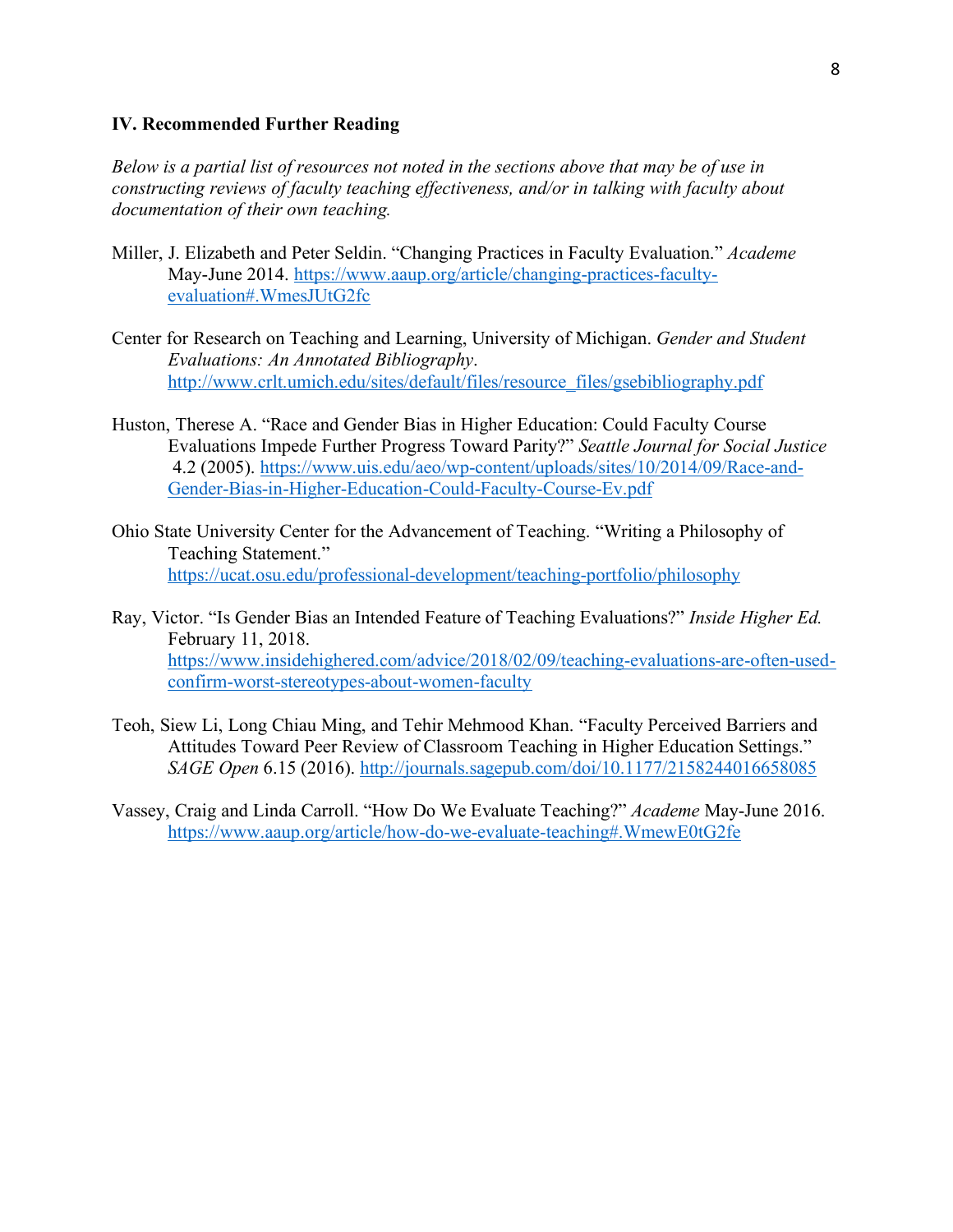### IV. Recommended Further Reading

*Below is a partial list of resources not noted in the sections above that may be of use in constructing reviews of faculty teaching effectiveness, and/or in talking with faculty about documentation of their own teaching.*

Miller, J. Elizabeth and Peter Seldin. "Changing Practices in Faculty Evaluation." *Academe* May-June 2014. https://www.aaup.org/article/changing-practices-faculty-evaluation#.WmesJUtG2fc

Center for Research on Teaching and Learning, University of Michigan. *Gender and Student Evaluations: An Annotated Bibliography*. http://www.crlt.umich.edu/sites/default/files/resource_files/gsebibliography.pdf

Huston, Therese A. "Race and Gender Bias in Higher Education: Could Faculty Course Evaluations Impede Further Progress Toward Parity?" *Seattle Journal for Social Justice* 4.2 (2005). https://www.uis.edu/aeo/wp-content/uploads/sites/10/2014/09/Race-and-Gender-Bias-in-Higher-Education-Could-Faculty-Course-Ev.pdf

Ohio State University Center for the Advancement of Teaching. "Writing a Philosophy of Teaching Statement." https://ucat.osu.edu/professional-development/teaching-portfolio/philosophy

Ray, Victor. "Is Gender Bias an Intended Feature of Teaching Evaluations?" *Inside Higher Ed.* February 11, 2018. https://www.insidehighered.com/advice/2018/02/09/teaching-evaluations-are-often-used-confirm-worst-stereotypes-about-women-faculty

Teoh, Siew Li, Long Chiau Ming, and Tehir Mehmood Khan. "Faculty Perceived Barriers and Attitudes Toward Peer Review of Classroom Teaching in Higher Education Settings." *SAGE Open* 6.15 (2016). http://journals.sagepub.com/doi/10.1177/2158244016658085

Vassey, Craig and Linda Carroll. "How Do We Evaluate Teaching?" *Academe* May-June 2016. https://www.aaup.org/article/how-do-we-evaluate-teaching#.WmewE0tG2fe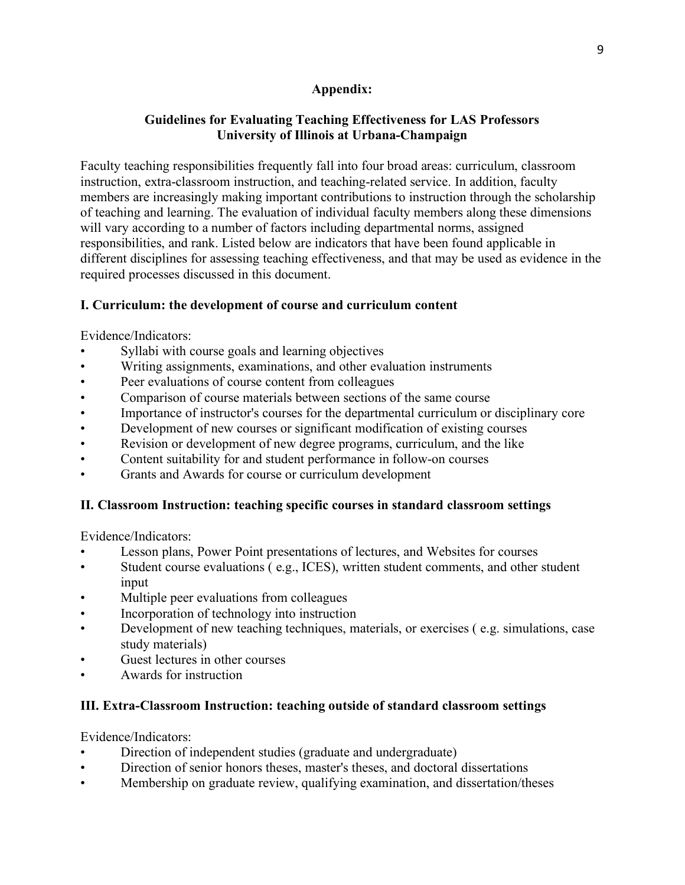## Appendix:

## Guidelines for Evaluating Teaching Effectiveness for LAS Professors University of Illinois at Urbana-Champaign

Faculty teaching responsibilities frequently fall into four broad areas: curriculum, classroom instruction, extra-classroom instruction, and teaching-related service. In addition, faculty members are increasingly making important contributions to instruction through the scholarship of teaching and learning. The evaluation of individual faculty members along these dimensions will vary according to a number of factors including departmental norms, assigned responsibilities, and rank. Listed below are indicators that have been found applicable in different disciplines for assessing teaching effectiveness, and that may be used as evidence in the required processes discussed in this document.

### I. Curriculum: the development of course and curriculum content

Evidence/Indicators:

- Syllabi with course goals and learning objectives
- Writing assignments, examinations, and other evaluation instruments
- Peer evaluations of course content from colleagues
- Comparison of course materials between sections of the same course
- Importance of instructor's courses for the departmental curriculum or disciplinary core
- Development of new courses or significant modification of existing courses
- Revision or development of new degree programs, curriculum, and the like
- Content suitability for and student performance in follow-on courses
- Grants and Awards for course or curriculum development

### II. Classroom Instruction: teaching specific courses in standard classroom settings

Evidence/Indicators:

- Lesson plans, Power Point presentations of lectures, and Websites for courses
- Student course evaluations ( e.g., ICES), written student comments, and other student input
- Multiple peer evaluations from colleagues
- Incorporation of technology into instruction
- Development of new teaching techniques, materials, or exercises ( e.g. simulations, case study materials)
- Guest lectures in other courses
- Awards for instruction

### III. Extra-Classroom Instruction: teaching outside of standard classroom settings

Evidence/Indicators:

- Direction of independent studies (graduate and undergraduate)
- Direction of senior honors theses, master's theses, and doctoral dissertations
- Membership on graduate review, qualifying examination, and dissertation/theses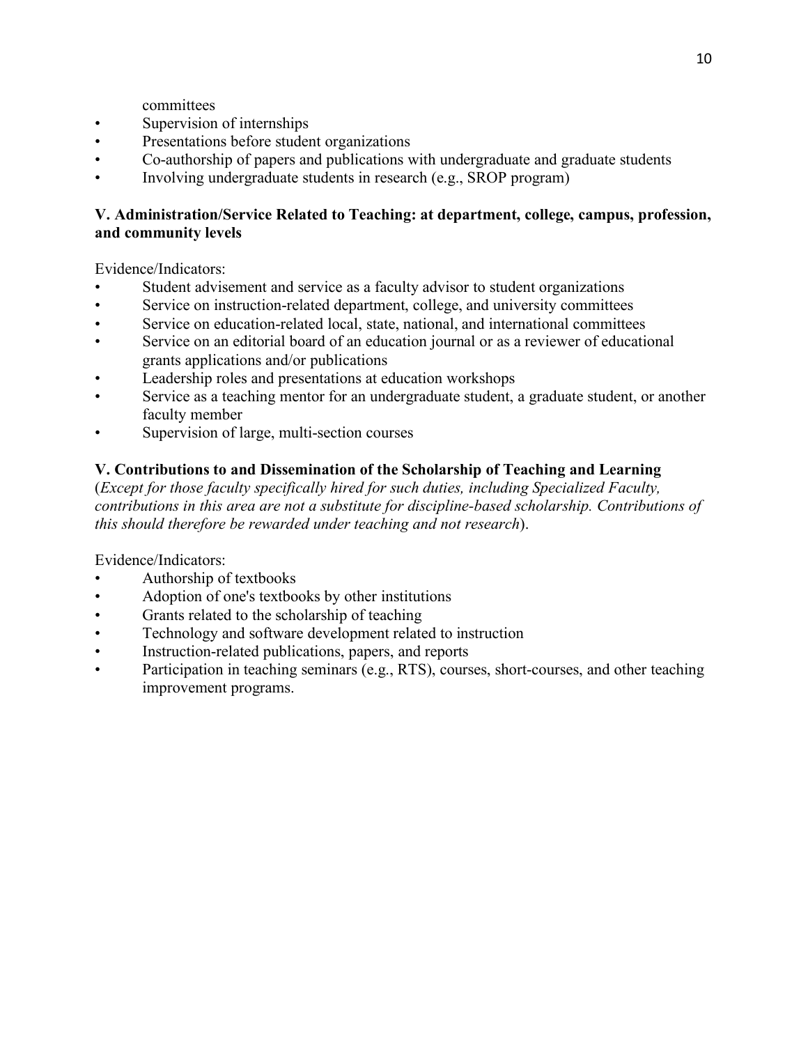committees

- Supervision of internships
- Presentations before student organizations
- Co-authorship of papers and publications with undergraduate and graduate students
- Involving undergraduate students in research (e.g., SROP program)

### V. Administration/Service Related to Teaching: at department, college, campus, profession, and community levels

Evidence/Indicators:

- Student advisement and service as a faculty advisor to student organizations
- Service on instruction-related department, college, and university committees
- Service on education-related local, state, national, and international committees
- Service on an editorial board of an education journal or as a reviewer of educational grants applications and/or publications
- Leadership roles and presentations at education workshops
- Service as a teaching mentor for an undergraduate student, a graduate student, or another faculty member
- Supervision of large, multi-section courses

### V. Contributions to and Dissemination of the Scholarship of Teaching and Learning

(*Except for those faculty specifically hired for such duties, including Specialized Faculty, contributions in this area are not a substitute for discipline-based scholarship. Contributions of this should therefore be rewarded under teaching and not research*).

Evidence/Indicators:

- Authorship of textbooks
- Adoption of one's textbooks by other institutions
- Grants related to the scholarship of teaching
- Technology and software development related to instruction
- Instruction-related publications, papers, and reports
- Participation in teaching seminars (e.g., RTS), courses, short-courses, and other teaching improvement programs.